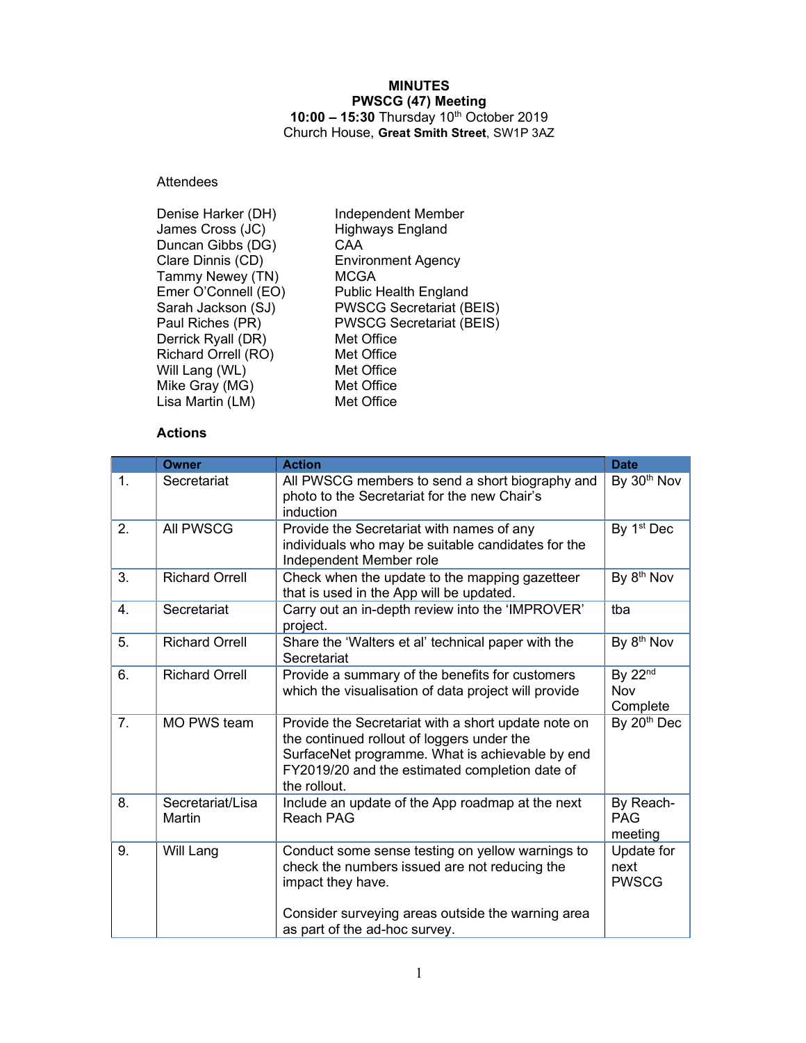# MINUTES

## PWSCG (47) Meeting

**10:00 – 15:30** Thursday 10th October 2019

Church House, **Great Smith Street**, SW1P 3AZ

Attendees

| | |
|---|---|
| Denise Harker (DH) | Independent Member |
| James Cross (JC) | Highways England |
| Duncan Gibbs (DG) | CAA |
| Clare Dinnis (CD) | Environment Agency |
| Tammy Newey (TN) | MCGA |
| Emer O'Connell (EO) | Public Health England |
| Sarah Jackson (SJ) | PWSCG Secretariat (BEIS) |
| Paul Riches (PR) | PWSCG Secretariat (BEIS) |
| Derrick Ryall (DR) | Met Office |
| Richard Orrell (RO) | Met Office |
| Will Lang (WL) | Met Office |
| Mike Gray (MG) | Met Office |
| Lisa Martin (LM) | Met Office |

**Actions**

| | Owner | Action | Date |
|---|---|---|---|
| 1. | Secretariat | All PWSCG members to send a short biography and photo to the Secretariat for the new Chair's induction | By 30th Nov |
| 2. | All PWSCG | Provide the Secretariat with names of any individuals who may be suitable candidates for the Independent Member role | By 1st Dec |
| 3. | Richard Orrell | Check when the update to the mapping gazetteer that is used in the App will be updated. | By 8th Nov |
| 4. | Secretariat | Carry out an in-depth review into the 'IMPROVER' project. | tba |
| 5. | Richard Orrell | Share the 'Walters et al' technical paper with the Secretariat | By 8th Nov |
| 6. | Richard Orrell | Provide a summary of the benefits for customers which the visualisation of data project will provide | By 22nd Nov Complete |
| 7. | MO PWS team | Provide the Secretariat with a short update note on the continued rollout of loggers under the SurfaceNet programme. What is achievable by end FY2019/20 and the estimated completion date of the rollout. | By 20th Dec |
| 8. | Secretariat/Lisa Martin | Include an update of the App roadmap at the next Reach PAG | By Reach-PAG meeting |
| 9. | Will Lang | Conduct some sense testing on yellow warnings to check the numbers issued are not reducing the impact they have.<br><br>Consider surveying areas outside the warning area as part of the ad-hoc survey. | Update for next PWSCG |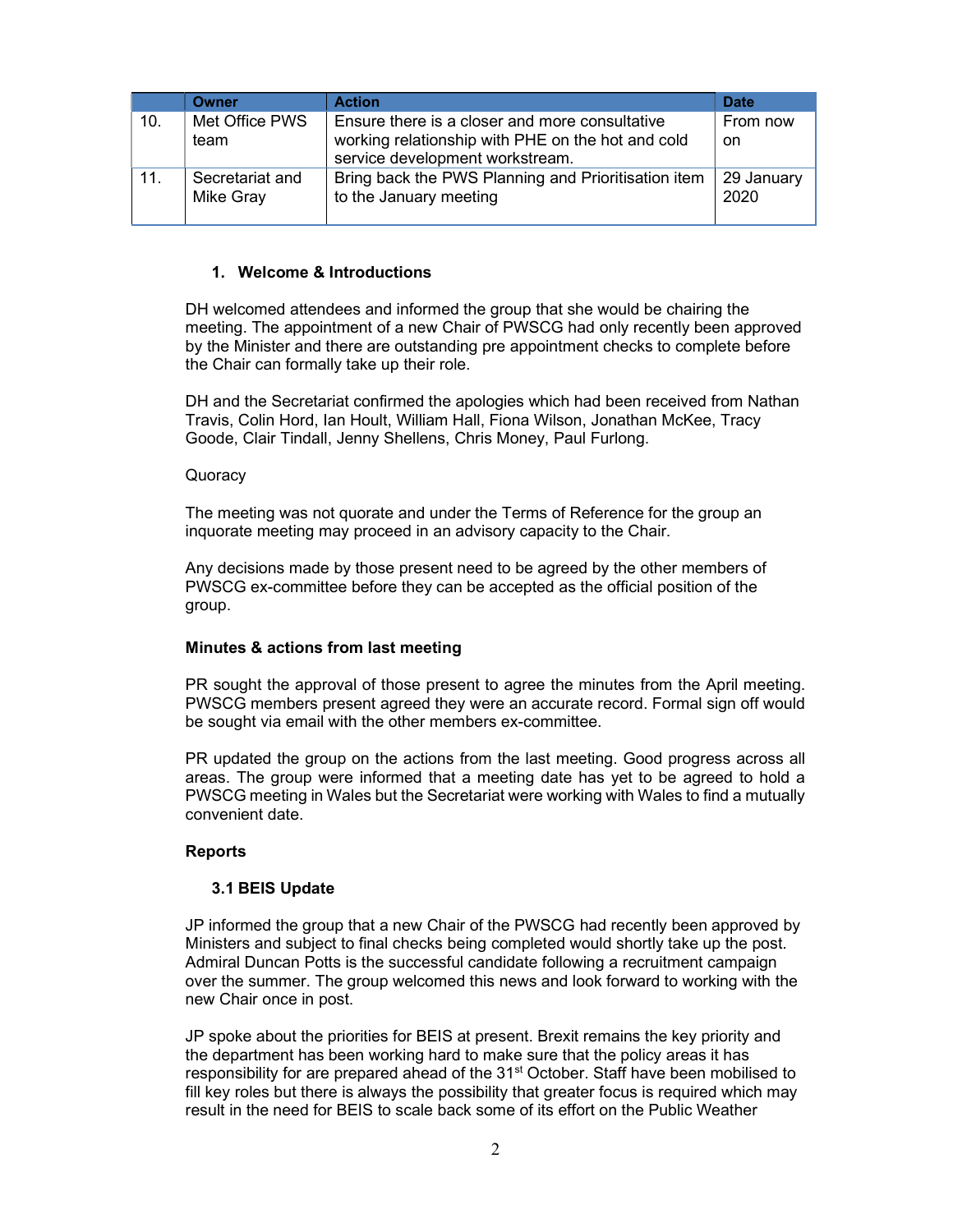| | Owner | Action | Date |
|---|---|---|---|
| 10. | Met Office PWS team | Ensure there is a closer and more consultative working relationship with PHE on the hot and cold service development workstream. | From now on |
| 11. | Secretariat and Mike Gray | Bring back the PWS Planning and Prioritisation item to the January meeting | 29 January 2020 |

### 1. Welcome & Introductions

DH welcomed attendees and informed the group that she would be chairing the meeting. The appointment of a new Chair of PWSCG had only recently been approved by the Minister and there are outstanding pre appointment checks to complete before the Chair can formally take up their role.

DH and the Secretariat confirmed the apologies which had been received from Nathan Travis, Colin Hord, Ian Hoult, William Hall, Fiona Wilson, Jonathan McKee, Tracy Goode, Clair Tindall, Jenny Shellens, Chris Money, Paul Furlong.

Quoracy

The meeting was not quorate and under the Terms of Reference for the group an inquorate meeting may proceed in an advisory capacity to the Chair.

Any decisions made by those present need to be agreed by the other members of PWSCG ex-committee before they can be accepted as the official position of the group.

**Minutes & actions from last meeting**

PR sought the approval of those present to agree the minutes from the April meeting. PWSCG members present agreed they were an accurate record. Formal sign off would be sought via email with the other members ex-committee.

PR updated the group on the actions from the last meeting. Good progress across all areas. The group were informed that a meeting date has yet to be agreed to hold a PWSCG meeting in Wales but the Secretariat were working with Wales to find a mutually convenient date.

**Reports**

### 3.1 BEIS Update

JP informed the group that a new Chair of the PWSCG had recently been approved by Ministers and subject to final checks being completed would shortly take up the post. Admiral Duncan Potts is the successful candidate following a recruitment campaign over the summer. The group welcomed this news and look forward to working with the new Chair once in post.

JP spoke about the priorities for BEIS at present. Brexit remains the key priority and the department has been working hard to make sure that the policy areas it has responsibility for are prepared ahead of the 31st October. Staff have been mobilised to fill key roles but there is always the possibility that greater focus is required which may result in the need for BEIS to scale back some of its effort on the Public Weather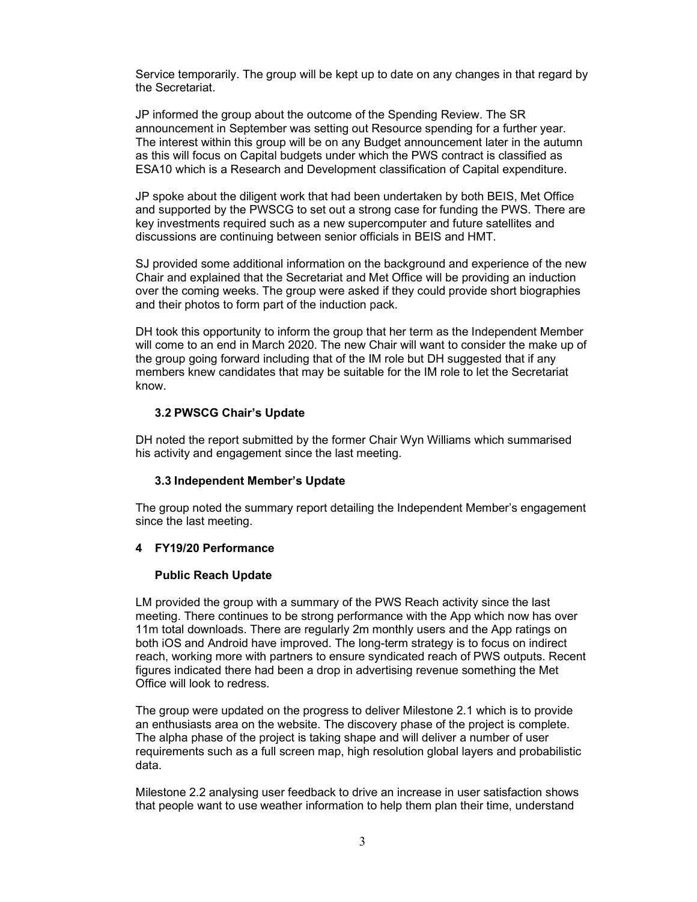Service temporarily. The group will be kept up to date on any changes in that regard by the Secretariat.

JP informed the group about the outcome of the Spending Review. The SR announcement in September was setting out Resource spending for a further year. The interest within this group will be on any Budget announcement later in the autumn as this will focus on Capital budgets under which the PWS contract is classified as ESA10 which is a Research and Development classification of Capital expenditure.

JP spoke about the diligent work that had been undertaken by both BEIS, Met Office and supported by the PWSCG to set out a strong case for funding the PWS. There are key investments required such as a new supercomputer and future satellites and discussions are continuing between senior officials in BEIS and HMT.

SJ provided some additional information on the background and experience of the new Chair and explained that the Secretariat and Met Office will be providing an induction over the coming weeks. The group were asked if they could provide short biographies and their photos to form part of the induction pack.

DH took this opportunity to inform the group that her term as the Independent Member will come to an end in March 2020. The new Chair will want to consider the make up of the group going forward including that of the IM role but DH suggested that if any members knew candidates that may be suitable for the IM role to let the Secretariat know.

### 3.2 PWSCG Chair's Update

DH noted the report submitted by the former Chair Wyn Williams which summarised his activity and engagement since the last meeting.

### 3.3 Independent Member's Update

The group noted the summary report detailing the Independent Member's engagement since the last meeting.

## 4 FY19/20 Performance

### Public Reach Update

LM provided the group with a summary of the PWS Reach activity since the last meeting. There continues to be strong performance with the App which now has over 11m total downloads. There are regularly 2m monthly users and the App ratings on both iOS and Android have improved. The long-term strategy is to focus on indirect reach, working more with partners to ensure syndicated reach of PWS outputs. Recent figures indicated there had been a drop in advertising revenue something the Met Office will look to redress.

The group were updated on the progress to deliver Milestone 2.1 which is to provide an enthusiasts area on the website. The discovery phase of the project is complete. The alpha phase of the project is taking shape and will deliver a number of user requirements such as a full screen map, high resolution global layers and probabilistic data.

Milestone 2.2 analysing user feedback to drive an increase in user satisfaction shows that people want to use weather information to help them plan their time, understand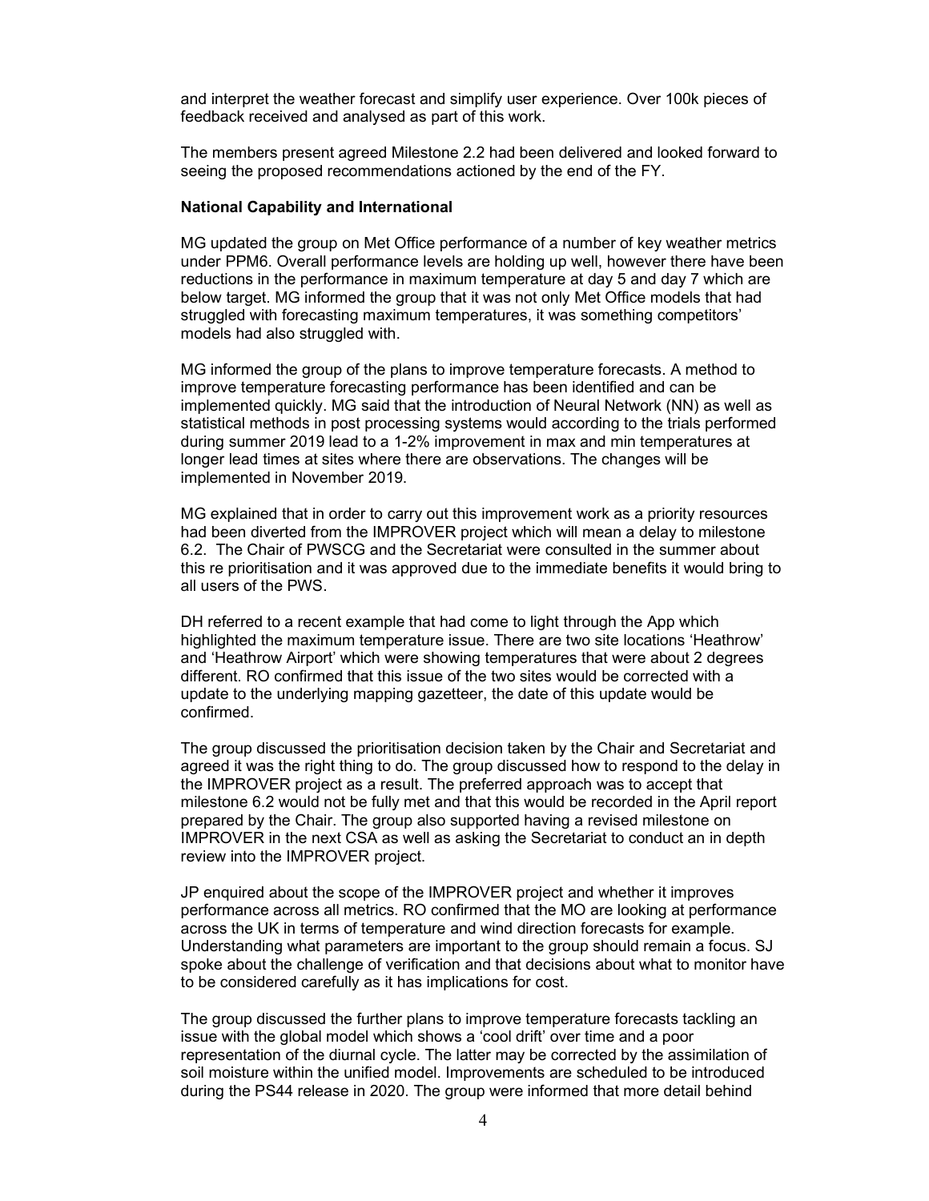and interpret the weather forecast and simplify user experience. Over 100k pieces of feedback received and analysed as part of this work.

The members present agreed Milestone 2.2 had been delivered and looked forward to seeing the proposed recommendations actioned by the end of the FY.

**National Capability and International**

MG updated the group on Met Office performance of a number of key weather metrics under PPM6. Overall performance levels are holding up well, however there have been reductions in the performance in maximum temperature at day 5 and day 7 which are below target. MG informed the group that it was not only Met Office models that had struggled with forecasting maximum temperatures, it was something competitors' models had also struggled with.

MG informed the group of the plans to improve temperature forecasts. A method to improve temperature forecasting performance has been identified and can be implemented quickly. MG said that the introduction of Neural Network (NN) as well as statistical methods in post processing systems would according to the trials performed during summer 2019 lead to a 1-2% improvement in max and min temperatures at longer lead times at sites where there are observations. The changes will be implemented in November 2019.

MG explained that in order to carry out this improvement work as a priority resources had been diverted from the IMPROVER project which will mean a delay to milestone 6.2. The Chair of PWSCG and the Secretariat were consulted in the summer about this re prioritisation and it was approved due to the immediate benefits it would bring to all users of the PWS.

DH referred to a recent example that had come to light through the App which highlighted the maximum temperature issue. There are two site locations 'Heathrow' and 'Heathrow Airport' which were showing temperatures that were about 2 degrees different. RO confirmed that this issue of the two sites would be corrected with a update to the underlying mapping gazetteer, the date of this update would be confirmed.

The group discussed the prioritisation decision taken by the Chair and Secretariat and agreed it was the right thing to do. The group discussed how to respond to the delay in the IMPROVER project as a result. The preferred approach was to accept that milestone 6.2 would not be fully met and that this would be recorded in the April report prepared by the Chair. The group also supported having a revised milestone on IMPROVER in the next CSA as well as asking the Secretariat to conduct an in depth review into the IMPROVER project.

JP enquired about the scope of the IMPROVER project and whether it improves performance across all metrics. RO confirmed that the MO are looking at performance across the UK in terms of temperature and wind direction forecasts for example. Understanding what parameters are important to the group should remain a focus. SJ spoke about the challenge of verification and that decisions about what to monitor have to be considered carefully as it has implications for cost.

The group discussed the further plans to improve temperature forecasts tackling an issue with the global model which shows a 'cool drift' over time and a poor representation of the diurnal cycle. The latter may be corrected by the assimilation of soil moisture within the unified model. Improvements are scheduled to be introduced during the PS44 release in 2020. The group were informed that more detail behind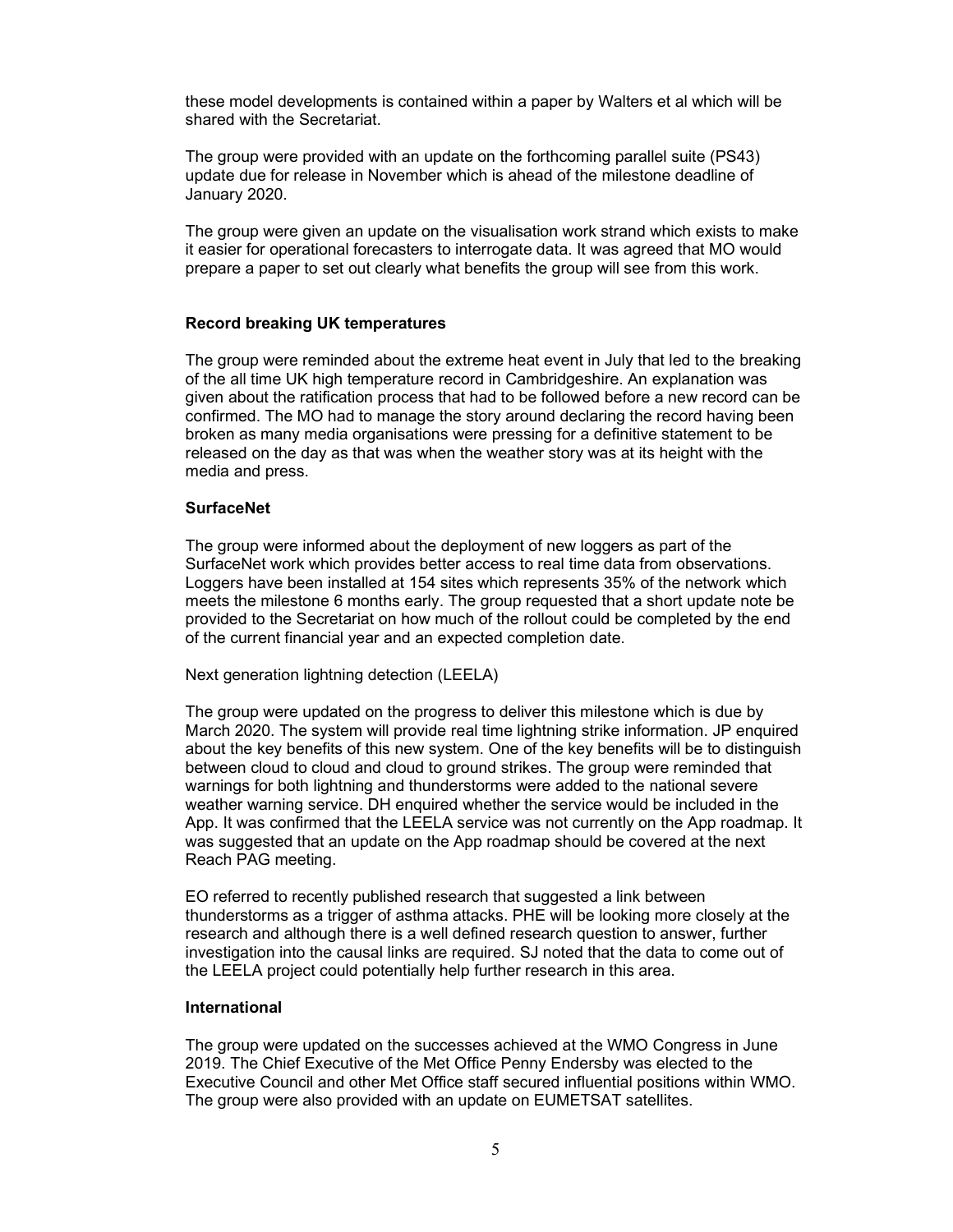these model developments is contained within a paper by Walters et al which will be shared with the Secretariat.

The group were provided with an update on the forthcoming parallel suite (PS43) update due for release in November which is ahead of the milestone deadline of January 2020.

The group were given an update on the visualisation work strand which exists to make it easier for operational forecasters to interrogate data. It was agreed that MO would prepare a paper to set out clearly what benefits the group will see from this work.

**Record breaking UK temperatures**

The group were reminded about the extreme heat event in July that led to the breaking of the all time UK high temperature record in Cambridgeshire. An explanation was given about the ratification process that had to be followed before a new record can be confirmed. The MO had to manage the story around declaring the record having been broken as many media organisations were pressing for a definitive statement to be released on the day as that was when the weather story was at its height with the media and press.

**SurfaceNet**

The group were informed about the deployment of new loggers as part of the SurfaceNet work which provides better access to real time data from observations. Loggers have been installed at 154 sites which represents 35% of the network which meets the milestone 6 months early. The group requested that a short update note be provided to the Secretariat on how much of the rollout could be completed by the end of the current financial year and an expected completion date.

Next generation lightning detection (LEELA)

The group were updated on the progress to deliver this milestone which is due by March 2020. The system will provide real time lightning strike information. JP enquired about the key benefits of this new system. One of the key benefits will be to distinguish between cloud to cloud and cloud to ground strikes. The group were reminded that warnings for both lightning and thunderstorms were added to the national severe weather warning service. DH enquired whether the service would be included in the App. It was confirmed that the LEELA service was not currently on the App roadmap. It was suggested that an update on the App roadmap should be covered at the next Reach PAG meeting.

EO referred to recently published research that suggested a link between thunderstorms as a trigger of asthma attacks. PHE will be looking more closely at the research and although there is a well defined research question to answer, further investigation into the causal links are required. SJ noted that the data to come out of the LEELA project could potentially help further research in this area.

**International**

The group were updated on the successes achieved at the WMO Congress in June 2019. The Chief Executive of the Met Office Penny Endersby was elected to the Executive Council and other Met Office staff secured influential positions within WMO. The group were also provided with an update on EUMETSAT satellites.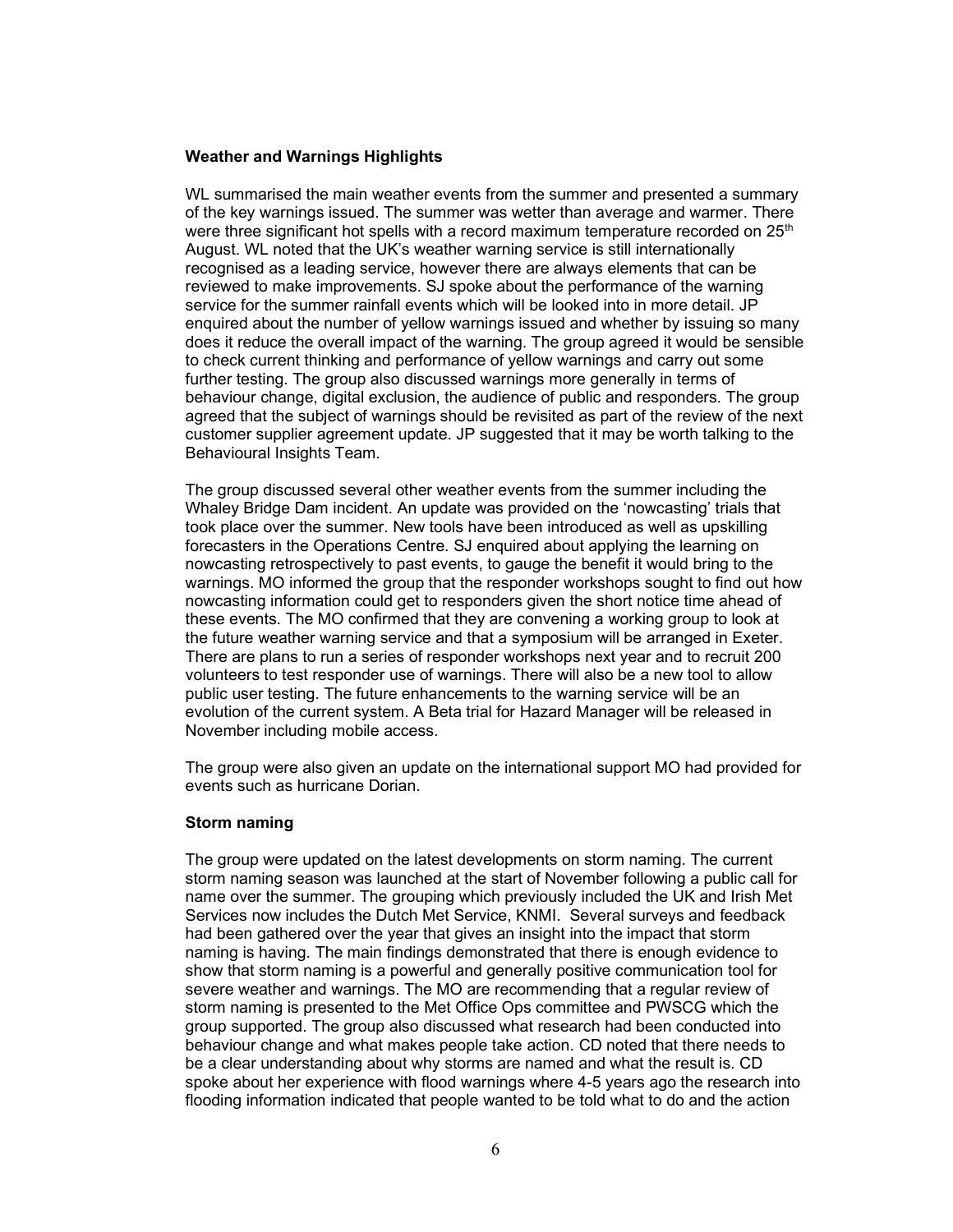**Weather and Warnings Highlights**

WL summarised the main weather events from the summer and presented a summary of the key warnings issued. The summer was wetter than average and warmer. There were three significant hot spells with a record maximum temperature recorded on 25th August. WL noted that the UK's weather warning service is still internationally recognised as a leading service, however there are always elements that can be reviewed to make improvements. SJ spoke about the performance of the warning service for the summer rainfall events which will be looked into in more detail. JP enquired about the number of yellow warnings issued and whether by issuing so many does it reduce the overall impact of the warning. The group agreed it would be sensible to check current thinking and performance of yellow warnings and carry out some further testing. The group also discussed warnings more generally in terms of behaviour change, digital exclusion, the audience of public and responders. The group agreed that the subject of warnings should be revisited as part of the review of the next customer supplier agreement update. JP suggested that it may be worth talking to the Behavioural Insights Team.

The group discussed several other weather events from the summer including the Whaley Bridge Dam incident. An update was provided on the 'nowcasting' trials that took place over the summer. New tools have been introduced as well as upskilling forecasters in the Operations Centre. SJ enquired about applying the learning on nowcasting retrospectively to past events, to gauge the benefit it would bring to the warnings. MO informed the group that the responder workshops sought to find out how nowcasting information could get to responders given the short notice time ahead of these events. The MO confirmed that they are convening a working group to look at the future weather warning service and that a symposium will be arranged in Exeter. There are plans to run a series of responder workshops next year and to recruit 200 volunteers to test responder use of warnings. There will also be a new tool to allow public user testing. The future enhancements to the warning service will be an evolution of the current system. A Beta trial for Hazard Manager will be released in November including mobile access.

The group were also given an update on the international support MO had provided for events such as hurricane Dorian.

**Storm naming**

The group were updated on the latest developments on storm naming. The current storm naming season was launched at the start of November following a public call for name over the summer. The grouping which previously included the UK and Irish Met Services now includes the Dutch Met Service, KNMI. Several surveys and feedback had been gathered over the year that gives an insight into the impact that storm naming is having. The main findings demonstrated that there is enough evidence to show that storm naming is a powerful and generally positive communication tool for severe weather and warnings. The MO are recommending that a regular review of storm naming is presented to the Met Office Ops committee and PWSCG which the group supported. The group also discussed what research had been conducted into behaviour change and what makes people take action. CD noted that there needs to be a clear understanding about why storms are named and what the result is. CD spoke about her experience with flood warnings where 4-5 years ago the research into flooding information indicated that people wanted to be told what to do and the action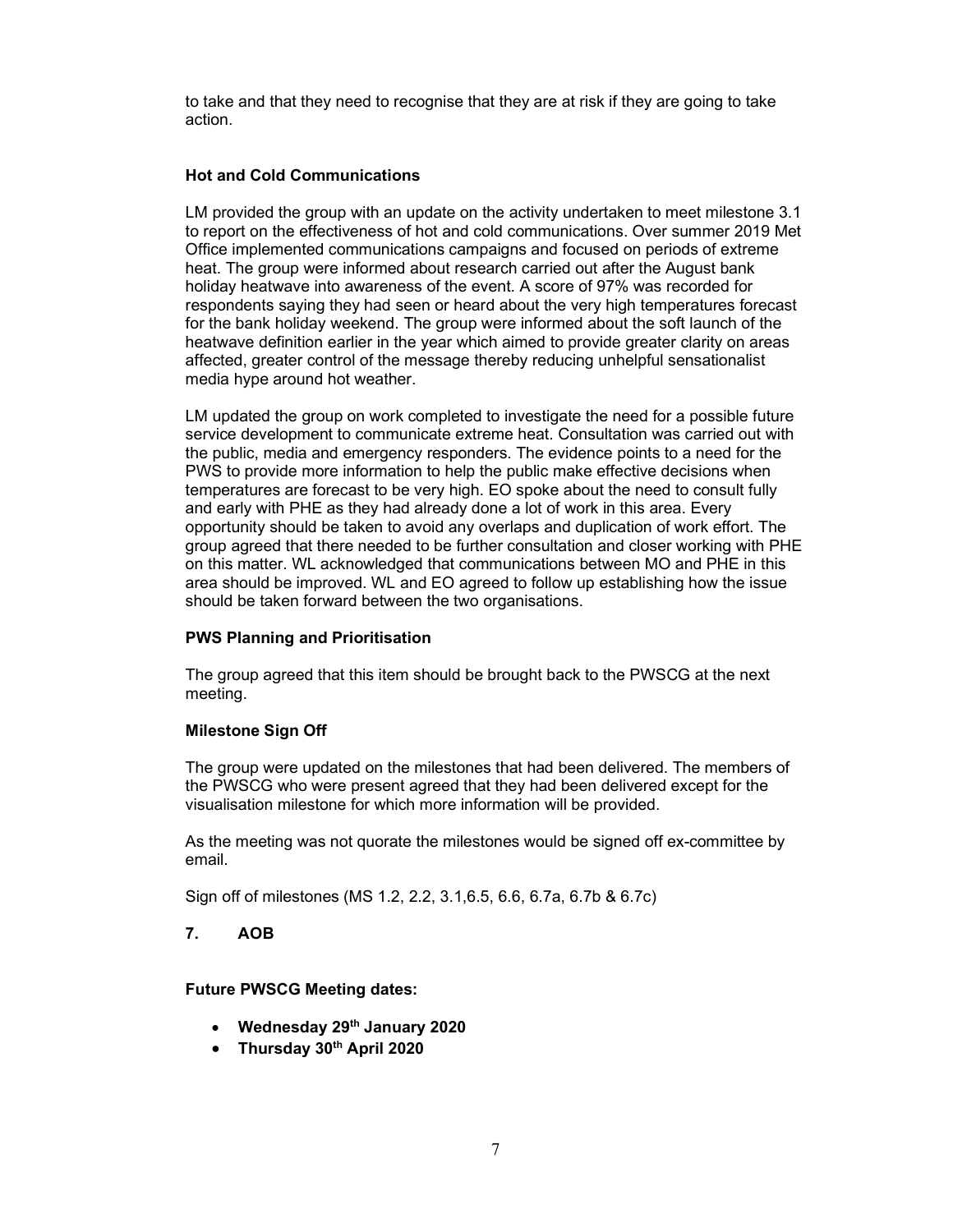to take and that they need to recognise that they are at risk if they are going to take action.

**Hot and Cold Communications**

LM provided the group with an update on the activity undertaken to meet milestone 3.1 to report on the effectiveness of hot and cold communications. Over summer 2019 Met Office implemented communications campaigns and focused on periods of extreme heat. The group were informed about research carried out after the August bank holiday heatwave into awareness of the event. A score of 97% was recorded for respondents saying they had seen or heard about the very high temperatures forecast for the bank holiday weekend. The group were informed about the soft launch of the heatwave definition earlier in the year which aimed to provide greater clarity on areas affected, greater control of the message thereby reducing unhelpful sensationalist media hype around hot weather.

LM updated the group on work completed to investigate the need for a possible future service development to communicate extreme heat. Consultation was carried out with the public, media and emergency responders. The evidence points to a need for the PWS to provide more information to help the public make effective decisions when temperatures are forecast to be very high. EO spoke about the need to consult fully and early with PHE as they had already done a lot of work in this area. Every opportunity should be taken to avoid any overlaps and duplication of work effort. The group agreed that there needed to be further consultation and closer working with PHE on this matter. WL acknowledged that communications between MO and PHE in this area should be improved. WL and EO agreed to follow up establishing how the issue should be taken forward between the two organisations.

**PWS Planning and Prioritisation**

The group agreed that this item should be brought back to the PWSCG at the next meeting.

**Milestone Sign Off**

The group were updated on the milestones that had been delivered. The members of the PWSCG who were present agreed that they had been delivered except for the visualisation milestone for which more information will be provided.

As the meeting was not quorate the milestones would be signed off ex-committee by email.

Sign off of milestones (MS 1.2, 2.2, 3.1,6.5, 6.6, 6.7a, 6.7b & 6.7c)

## 7. AOB

**Future PWSCG Meeting dates:**

- **Wednesday 29th January 2020**
- **Thursday 30th April 2020**